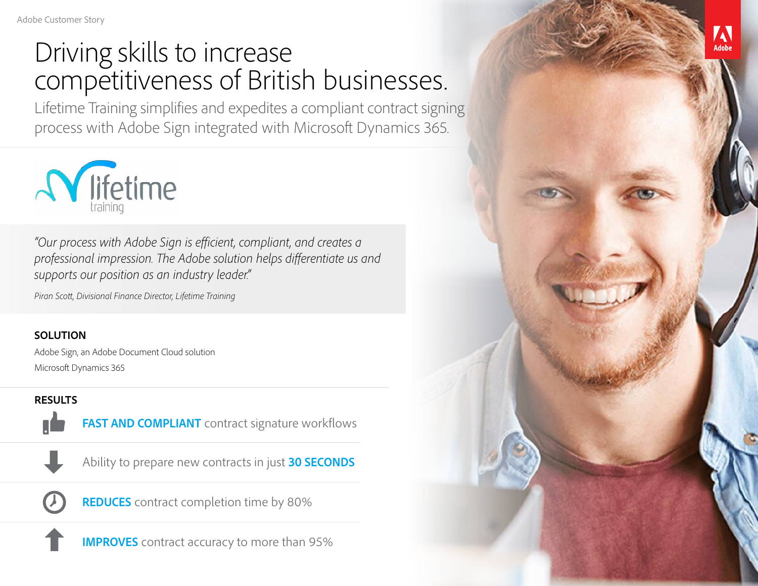Adobe Customer Story

# Driving skills to increase competitiveness of British businesses.

## Lifetime Training simplifies and expedites a compliant contract signing process with Adobe Sign integrated with Microsoft Dynamics 365.

lifetime training

*"Our process with Adobe Sign is efficient, compliant, and creates a professional impression. The Adobe solution helps differentiate us and supports our position as an industry leader."*

*Piran Scott, Divisional Finance Director, Lifetime Training*

### SOLUTION

Adobe Sign, an Adobe Document Cloud solution

Microsoft Dynamics 365

### RESULTS

- **FAST AND COMPLIANT** contract signature workflows
- Ability to prepare new contracts in just **30 SECONDS**
- **REDUCES** contract completion time by 80%
- **IMPROVES** contract accuracy to more than 95%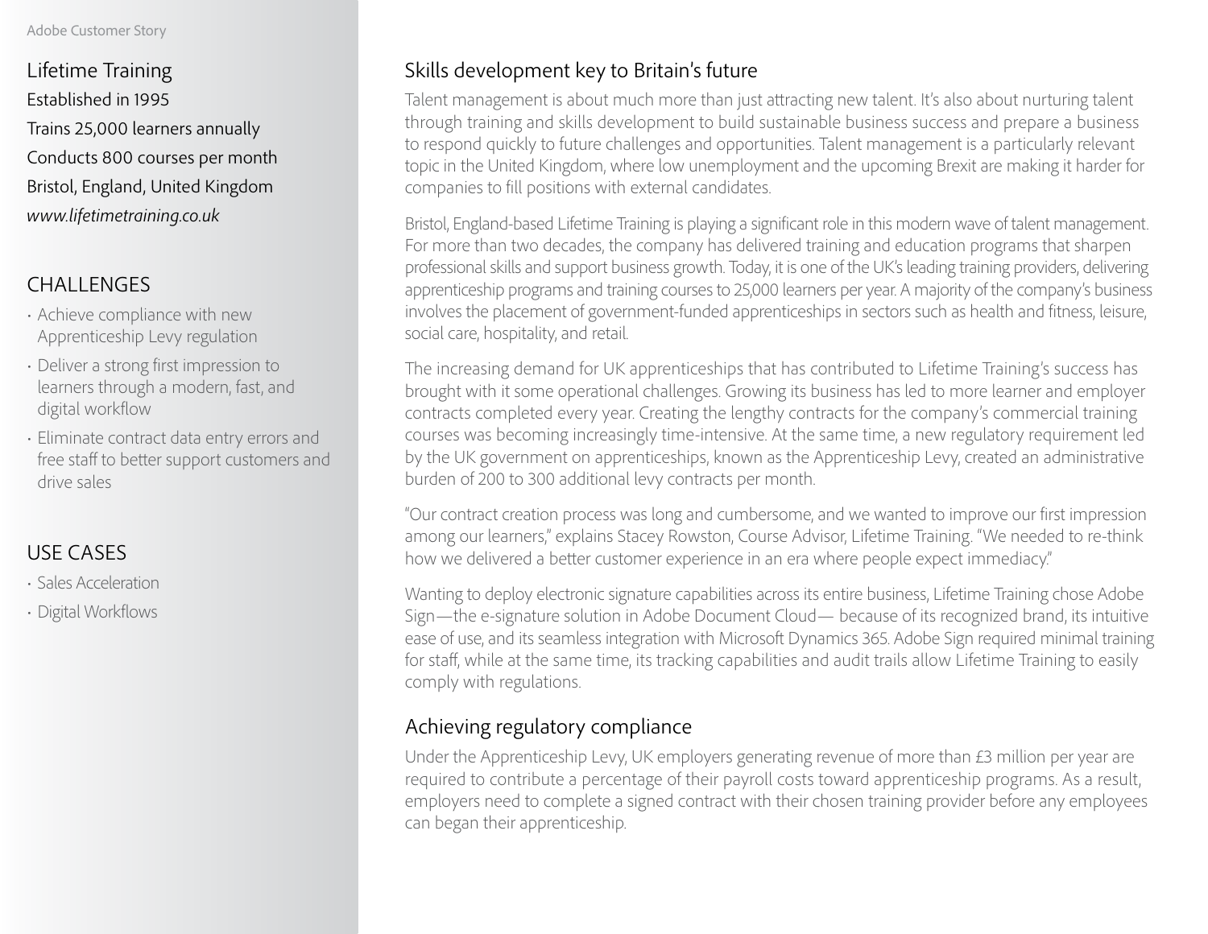Lifetime Training
Established in 1995
Trains 25,000 learners annually
Conducts 800 courses per month
Bristol, England, United Kingdom
*www.lifetimetraining.co.uk*

## CHALLENGES

- Achieve compliance with new Apprenticeship Levy regulation
- Deliver a strong first impression to learners through a modern, fast, and digital workflow
- Eliminate contract data entry errors and free staff to better support customers and drive sales

## USE CASES

- Sales Acceleration
- Digital Workflows

## Skills development key to Britain's future

Talent management is about much more than just attracting new talent. It's also about nurturing talent through training and skills development to build sustainable business success and prepare a business to respond quickly to future challenges and opportunities. Talent management is a particularly relevant topic in the United Kingdom, where low unemployment and the upcoming Brexit are making it harder for companies to fill positions with external candidates.

Bristol, England-based Lifetime Training is playing a significant role in this modern wave of talent management. For more than two decades, the company has delivered training and education programs that sharpen professional skills and support business growth. Today, it is one of the UK's leading training providers, delivering apprenticeship programs and training courses to 25,000 learners per year. A majority of the company's business involves the placement of government-funded apprenticeships in sectors such as health and fitness, leisure, social care, hospitality, and retail.

The increasing demand for UK apprenticeships that has contributed to Lifetime Training's success has brought with it some operational challenges. Growing its business has led to more learner and employer contracts completed every year. Creating the lengthy contracts for the company's commercial training courses was becoming increasingly time-intensive. At the same time, a new regulatory requirement led by the UK government on apprenticeships, known as the Apprenticeship Levy, created an administrative burden of 200 to 300 additional levy contracts per month.

"Our contract creation process was long and cumbersome, and we wanted to improve our first impression among our learners," explains Stacey Rowston, Course Advisor, Lifetime Training. "We needed to re-think how we delivered a better customer experience in an era where people expect immediacy."

Wanting to deploy electronic signature capabilities across its entire business, Lifetime Training chose Adobe Sign—the e-signature solution in Adobe Document Cloud— because of its recognized brand, its intuitive ease of use, and its seamless integration with Microsoft Dynamics 365. Adobe Sign required minimal training for staff, while at the same time, its tracking capabilities and audit trails allow Lifetime Training to easily comply with regulations.

## Achieving regulatory compliance

Under the Apprenticeship Levy, UK employers generating revenue of more than £3 million per year are required to contribute a percentage of their payroll costs toward apprenticeship programs. As a result, employers need to complete a signed contract with their chosen training provider before any employees can began their apprenticeship.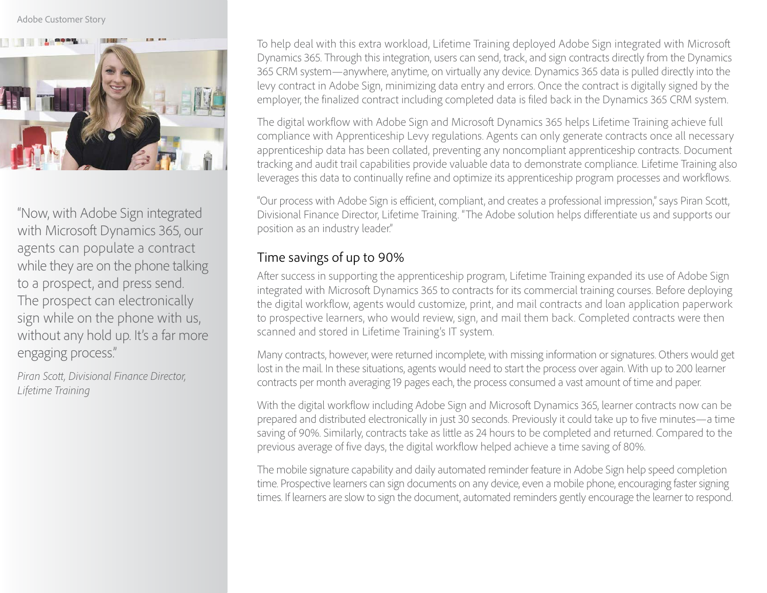"Now, with Adobe Sign integrated with Microsoft Dynamics 365, our agents can populate a contract while they are on the phone talking to a prospect, and press send. The prospect can electronically sign while on the phone with us, without any hold up. It's a far more engaging process."

*Piran Scott, Divisional Finance Director, Lifetime Training*

To help deal with this extra workload, Lifetime Training deployed Adobe Sign integrated with Microsoft Dynamics 365. Through this integration, users can send, track, and sign contracts directly from the Dynamics 365 CRM system—anywhere, anytime, on virtually any device. Dynamics 365 data is pulled directly into the levy contract in Adobe Sign, minimizing data entry and errors. Once the contract is digitally signed by the employer, the finalized contract including completed data is filed back in the Dynamics 365 CRM system.

The digital workflow with Adobe Sign and Microsoft Dynamics 365 helps Lifetime Training achieve full compliance with Apprenticeship Levy regulations. Agents can only generate contracts once all necessary apprenticeship data has been collated, preventing any noncompliant apprenticeship contracts. Document tracking and audit trail capabilities provide valuable data to demonstrate compliance. Lifetime Training also leverages this data to continually refine and optimize its apprenticeship program processes and workflows.

"Our process with Adobe Sign is efficient, compliant, and creates a professional impression," says Piran Scott, Divisional Finance Director, Lifetime Training. "The Adobe solution helps differentiate us and supports our position as an industry leader."

## Time savings of up to 90%

After success in supporting the apprenticeship program, Lifetime Training expanded its use of Adobe Sign integrated with Microsoft Dynamics 365 to contracts for its commercial training courses. Before deploying the digital workflow, agents would customize, print, and mail contracts and loan application paperwork to prospective learners, who would review, sign, and mail them back. Completed contracts were then scanned and stored in Lifetime Training's IT system.

Many contracts, however, were returned incomplete, with missing information or signatures. Others would get lost in the mail. In these situations, agents would need to start the process over again. With up to 200 learner contracts per month averaging 19 pages each, the process consumed a vast amount of time and paper.

With the digital workflow including Adobe Sign and Microsoft Dynamics 365, learner contracts now can be prepared and distributed electronically in just 30 seconds. Previously it could take up to five minutes—a time saving of 90%. Similarly, contracts take as little as 24 hours to be completed and returned. Compared to the previous average of five days, the digital workflow helped achieve a time saving of 80%.

The mobile signature capability and daily automated reminder feature in Adobe Sign help speed completion time. Prospective learners can sign documents on any device, even a mobile phone, encouraging faster signing times. If learners are slow to sign the document, automated reminders gently encourage the learner to respond.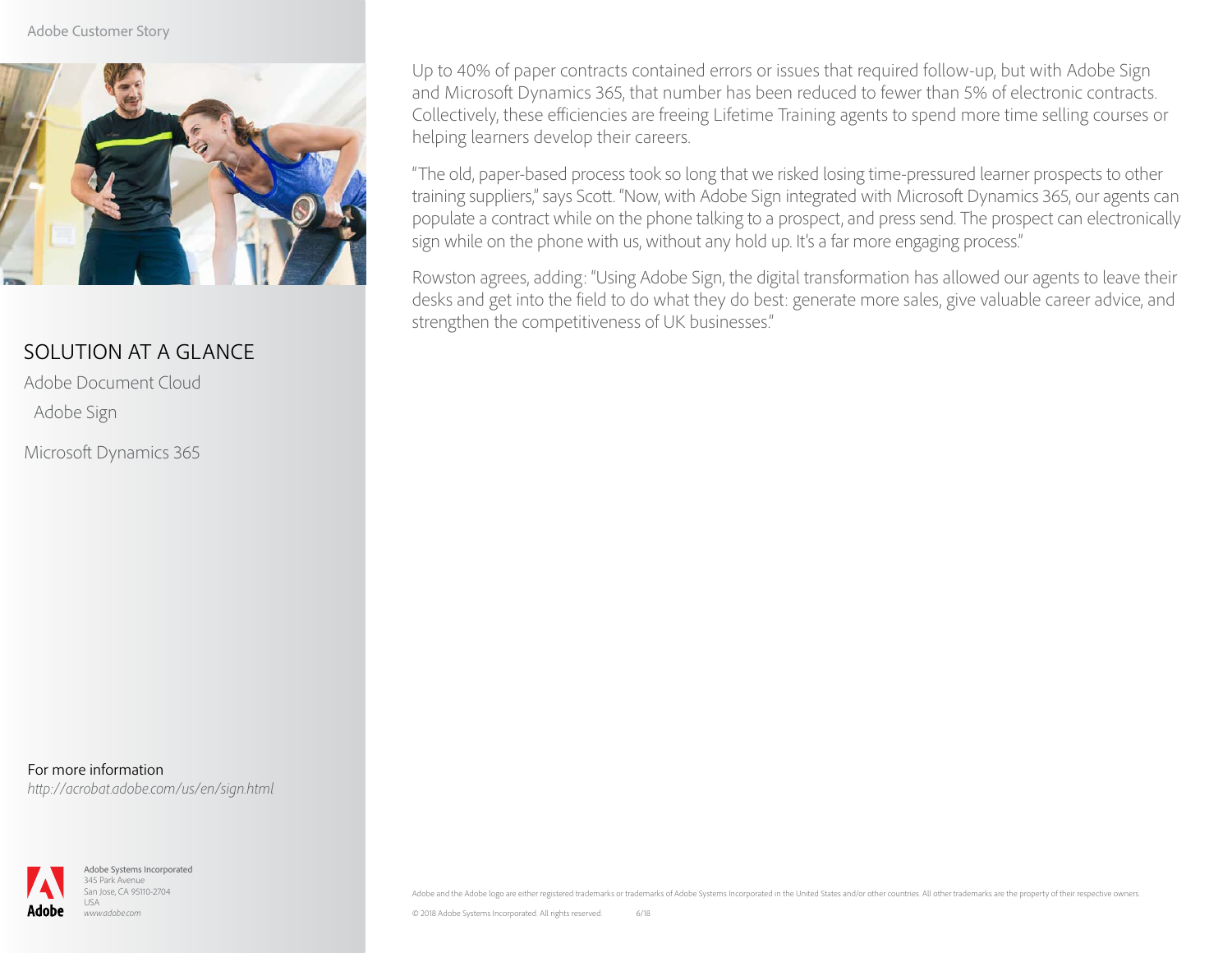## SOLUTION AT A GLANCE

Adobe Document Cloud

- Adobe Sign

Microsoft Dynamics 365

For more information
*http://acrobat.adobe.com/us/en/sign.html*

Up to 40% of paper contracts contained errors or issues that required follow-up, but with Adobe Sign and Microsoft Dynamics 365, that number has been reduced to fewer than 5% of electronic contracts. Collectively, these efficiencies are freeing Lifetime Training agents to spend more time selling courses or helping learners develop their careers.

"The old, paper-based process took so long that we risked losing time-pressured learner prospects to other training suppliers," says Scott. "Now, with Adobe Sign integrated with Microsoft Dynamics 365, our agents can populate a contract while on the phone talking to a prospect, and press send. The prospect can electronically sign while on the phone with us, without any hold up. It's a far more engaging process."

Rowston agrees, adding: "Using Adobe Sign, the digital transformation has allowed our agents to leave their desks and get into the field to do what they do best: generate more sales, give valuable career advice, and strengthen the competitiveness of UK businesses."

Adobe Systems Incorporated
345 Park Avenue
San Jose, CA 95110-2704
USA
*www.adobe.com*

Adobe and the Adobe logo are either registered trademarks or trademarks of Adobe Systems Incorporated in the United States and/or other countries. All other trademarks are the property of their respective owners.

© 2018 Adobe Systems Incorporated. All rights reserved. 6/18